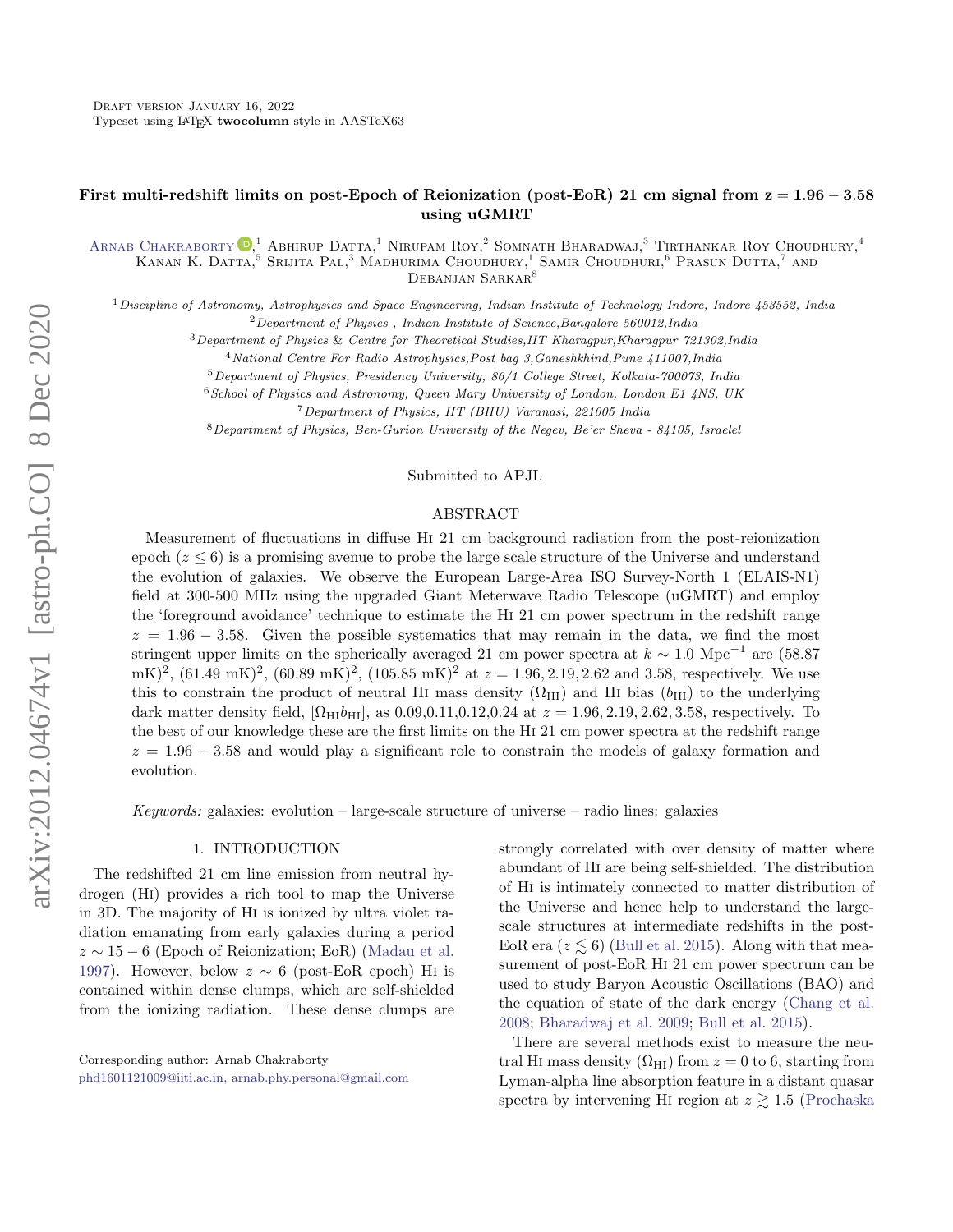Draft version January 16, 2022
Typeset using LaTeX **twocolumn** style in AASTeX63

# First multi-redshift limits on post-Epoch of Reionization (post-EoR) 21 cm signal from z = 1.96 − 3.58 using uGMRT

Arnab Chakraborty,[1] Abhirup Datta,[1] Nirupam Roy,[2] Somnath Bharadwaj,[3] Tirthankar Roy Choudhury,[4] Kanan K. Datta,[5] Srijita Pal,[3] Madhurima Choudhury,[1] Samir Choudhuri,[6] Prasun Dutta,[7] and Debanjan Sarkar[8]

[1]*Discipline of Astronomy, Astrophysics and Space Engineering, Indian Institute of Technology Indore, Indore 453552, India*
[2]*Department of Physics , Indian Institute of Science,Bangalore 560012,India*
[3]*Department of Physics & Centre for Theoretical Studies,IIT Kharagpur,Kharagpur 721302,India*
[4]*National Centre For Radio Astrophysics,Post bag 3,Ganeshkhind,Pune 411007,India*
[5]*Department of Physics, Presidency University, 86/1 College Street, Kolkata-700073, India*
[6]*School of Physics and Astronomy, Queen Mary University of London, London E1 4NS, UK*
[7]*Department of Physics, IIT (BHU) Varanasi, 221005 India*
[8]*Department of Physics, Ben-Gurion University of the Negev, Be'er Sheva - 84105, Israelel*

Submitted to APJL

## ABSTRACT

Measurement of fluctuations in diffuse HI 21 cm background radiation from the post-reionization epoch ($z \leq 6$) is a promising avenue to probe the large scale structure of the Universe and understand the evolution of galaxies. We observe the European Large-Area ISO Survey-North 1 (ELAIS-N1) field at 300-500 MHz using the upgraded Giant Meterwave Radio Telescope (uGMRT) and employ the 'foreground avoidance' technique to estimate the HI 21 cm power spectrum in the redshift range $z = 1.96 - 3.58$. Given the possible systematics that may remain in the data, we find the most stringent upper limits on the spherically averaged 21 cm power spectra at $k \sim 1.0$ Mpc$^{-1}$ are (58.87 mK)$^2$, (61.49 mK)$^2$, (60.89 mK)$^2$, (105.85 mK)$^2$ at $z = 1.96, 2.19, 2.62$ and 3.58, respectively. We use this to constrain the product of neutral HI mass density ($\Omega_{\rm HI}$) and HI bias ($b_{\rm HI}$) to the underlying dark matter density field, [$\Omega_{\rm HI} b_{\rm HI}$], as 0.09,0.11,0.12,0.24 at $z = 1.96, 2.19, 2.62, 3.58$, respectively. To the best of our knowledge these are the first limits on the HI 21 cm power spectra at the redshift range $z = 1.96 - 3.58$ and would play a significant role to constrain the models of galaxy formation and evolution.

*Keywords:* galaxies: evolution – large-scale structure of universe – radio lines: galaxies

## 1. INTRODUCTION

The redshifted 21 cm line emission from neutral hydrogen (HI) provides a rich tool to map the Universe in 3D. The majority of HI is ionized by ultra violet radiation emanating from early galaxies during a period $z \sim 15 - 6$ (Epoch of Reionization; EoR) (Madau et al. 1997). However, below $z \sim 6$ (post-EoR epoch) HI is contained within dense clumps, which are self-shielded from the ionizing radiation. These dense clumps are strongly correlated with over density of matter where abundant of HI are being self-shielded. The distribution of HI is intimately connected to matter distribution of the Universe and hence help to understand the large-scale structures at intermediate redshifts in the post-EoR era ($z \lesssim 6$) (Bull et al. 2015). Along with that measurement of post-EoR HI 21 cm power spectrum can be used to study Baryon Acoustic Oscillations (BAO) and the equation of state of the dark energy (Chang et al. 2008; Bharadwaj et al. 2009; Bull et al. 2015).

There are several methods exist to measure the neutral HI mass density ($\Omega_{\rm HI}$) from $z = 0$ to 6, starting from Lyman-alpha line absorption feature in a distant quasar spectra by intervening HI region at $z \gtrsim 1.5$ (Prochaska

Corresponding author: Arnab Chakraborty
phd1601121009@iiti.ac.in, arnab.phy.personal@gmail.com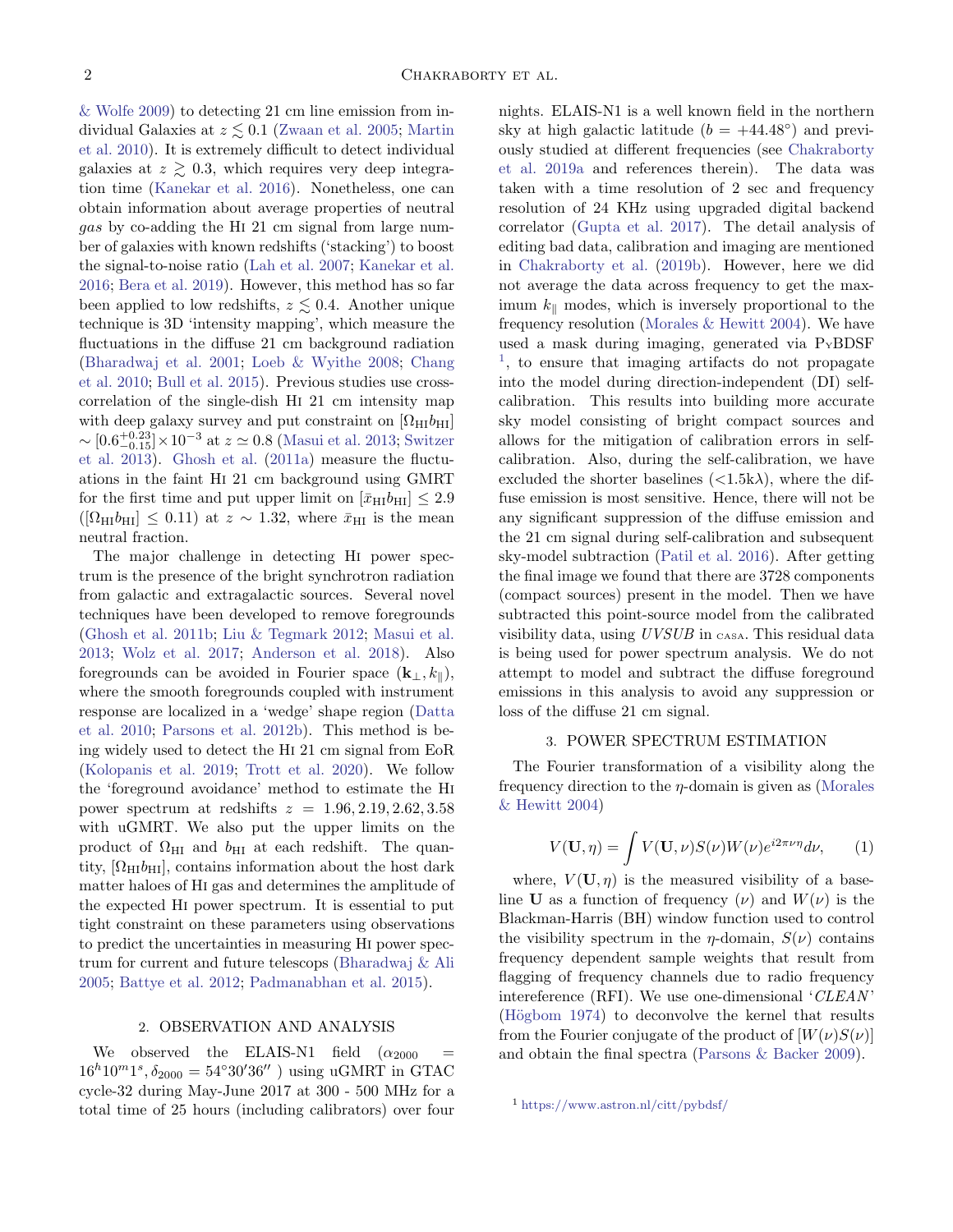& Wolfe 2009) to detecting 21 cm line emission from individual Galaxies at $z \lesssim 0.1$ (Zwaan et al. 2005; Martin et al. 2010). It is extremely difficult to detect individual galaxies at $z \gtrsim 0.3$, which requires very deep integration time (Kanekar et al. 2016). Nonetheless, one can obtain information about average properties of neutral *gas* by co-adding the HI 21 cm signal from large number of galaxies with known redshifts ('stacking') to boost the signal-to-noise ratio (Lah et al. 2007; Kanekar et al. 2016; Bera et al. 2019). However, this method has so far been applied to low redshifts, $z \lesssim 0.4$. Another unique technique is 3D 'intensity mapping', which measure the fluctuations in the diffuse 21 cm background radiation (Bharadwaj et al. 2001; Loeb & Wyithe 2008; Chang et al. 2010; Bull et al. 2015). Previous studies use cross-correlation of the single-dish HI 21 cm intensity map with deep galaxy survey and put constraint on $[\Omega_{\rm HI} b_{\rm HI}] \sim [0.6^{+0.23}_{-0.15}] \times 10^{-3}$ at $z \simeq 0.8$ (Masui et al. 2013; Switzer et al. 2013). Ghosh et al. (2011a) measure the fluctuations in the faint HI 21 cm background using GMRT for the first time and put upper limit on $[\bar{x}_{\rm HI} b_{\rm HI}] \leq 2.9$ ($[\Omega_{\rm HI} b_{\rm HI}] \leq 0.11$) at $z \sim 1.32$, where $\bar{x}_{\rm HI}$ is the mean neutral fraction.

The major challenge in detecting HI power spectrum is the presence of the bright synchrotron radiation from galactic and extragalactic sources. Several novel techniques have been developed to remove foregrounds (Ghosh et al. 2011b; Liu & Tegmark 2012; Masui et al. 2013; Wolz et al. 2017; Anderson et al. 2018). Also foregrounds can be avoided in Fourier space $(\mathbf{k}_{\perp}, k_{\parallel})$, where the smooth foregrounds coupled with instrument response are localized in a 'wedge' shape region (Datta et al. 2010; Parsons et al. 2012b). This method is being widely used to detect the HI 21 cm signal from EoR (Kolopanis et al. 2019; Trott et al. 2020). We follow the 'foreground avoidance' method to estimate the HI power spectrum at redshifts $z = 1.96, 2.19, 2.62, 3.58$ with uGMRT. We also put the upper limits on the product of $\Omega_{\rm HI}$ and $b_{\rm HI}$ at each redshift. The quantity, $[\Omega_{\rm HI} b_{\rm HI}]$, contains information about the host dark matter haloes of HI gas and determines the amplitude of the expected HI power spectrum. It is essential to put tight constraint on these parameters using observations to predict the uncertainties in measuring HI power spectrum for current and future telescopes (Bharadwaj & Ali 2005; Battye et al. 2012; Padmanabhan et al. 2015).

## 2. OBSERVATION AND ANALYSIS

We observed the ELAIS-N1 field ($\alpha_{2000} = 16^h 10^m 1^s, \delta_{2000} = 54^\circ 30' 36''$ ) using uGMRT in GTAC cycle-32 during May-June 2017 at 300 - 500 MHz for a total time of 25 hours (including calibrators) over four nights. ELAIS-N1 is a well known field in the northern sky at high galactic latitude ($b = +44.48^\circ$) and previously studied at different frequencies (see Chakraborty et al. 2019a and references therein). The data was taken with a time resolution of 2 sec and frequency resolution of 24 KHz using upgraded digital backend correlator (Gupta et al. 2017). The detail analysis of editing bad data, calibration and imaging are mentioned in Chakraborty et al. (2019b). However, here we did not average the data across frequency to get the maximum $k_{\parallel}$ modes, which is inversely proportional to the frequency resolution (Morales & Hewitt 2004). We have used a mask during imaging, generated via PyBDSF [1], to ensure that imaging artifacts do not propagate into the model during direction-independent (DI) self-calibration. This results into building more accurate sky model consisting of bright compact sources and allows for the mitigation of calibration errors in self-calibration. Also, during the self-calibration, we have excluded the shorter baselines ($<$1.5k$\lambda$), where the diffuse emission is most sensitive. Hence, there will not be any significant suppression of the diffuse emission and the 21 cm signal during self-calibration and subsequent sky-model subtraction (Patil et al. 2016). After getting the final image we found that there are 3728 components (compact sources) present in the model. Then we have subtracted this point-source model from the calibrated visibility data, using *UVSUB* in CASA. This residual data is being used for power spectrum analysis. We do not attempt to model and subtract the diffuse foreground emissions in this analysis to avoid any suppression or loss of the diffuse 21 cm signal.

## 3. POWER SPECTRUM ESTIMATION

The Fourier transformation of a visibility along the frequency direction to the $\eta$-domain is given as (Morales & Hewitt 2004)

$$V(\mathbf{U}, \eta) = \int V(\mathbf{U}, \nu) S(\nu) W(\nu) e^{i 2\pi \nu \eta} d\nu, \qquad (1)$$

where, $V(\mathbf{U}, \eta)$ is the measured visibility of a baseline $\mathbf{U}$ as a function of frequency ($\nu$) and $W(\nu)$ is the Blackman-Harris (BH) window function used to control the visibility spectrum in the $\eta$-domain, $S(\nu)$ contains frequency dependent sample weights that result from flagging of frequency channels due to radio frequency intereference (RFI). We use one-dimensional '*CLEAN*' (Högbom 1974) to deconvolve the kernel that results from the Fourier conjugate of the product of $[W(\nu) S(\nu)]$ and obtain the final spectra (Parsons & Backer 2009).

[1] https://www.astron.nl/citt/pybdsf/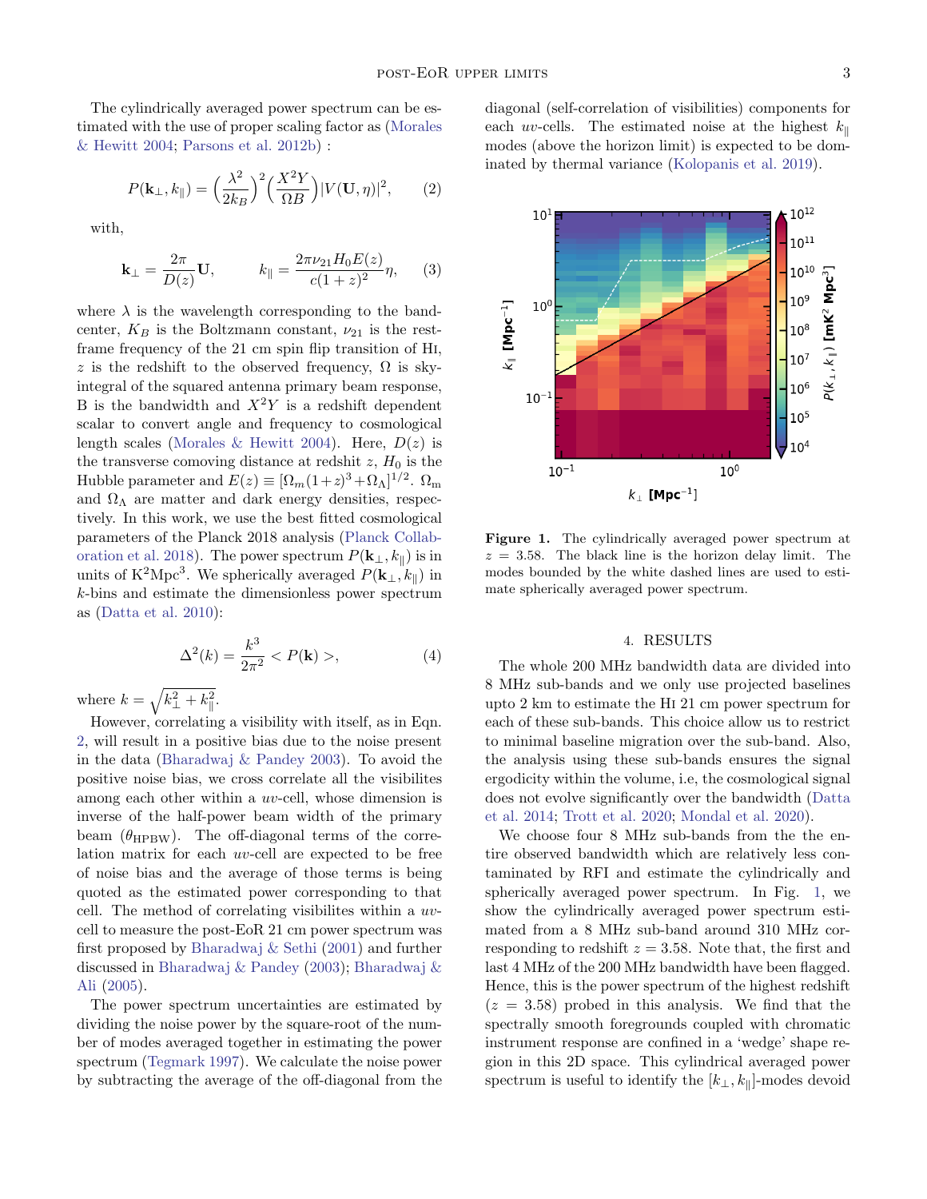The cylindrically averaged power spectrum can be estimated with the use of proper scaling factor as (Morales & Hewitt 2004; Parsons et al. 2012b) :

$$P(\mathbf{k}_{\perp}, k_{\parallel}) = \Big(\frac{\lambda^2}{2k_B}\Big)^2 \Big(\frac{X^2Y}{\Omega B}\Big) |V(\mathbf{U}, \eta)|^2, \qquad (2)$$

with,

$$\mathbf{k}_{\perp} = \frac{2\pi}{D(z)}\mathbf{U}, \qquad k_{\parallel} = \frac{2\pi \nu_{21} H_0 E(z)}{c(1+z)^2}\eta, \qquad (3)$$

where $\lambda$ is the wavelength corresponding to the band-center, $K_B$ is the Boltzmann constant, $\nu_{21}$ is the rest-frame frequency of the 21 cm spin flip transition of HI, $z$ is the redshift to the observed frequency, $\Omega$ is sky-integral of the squared antenna primary beam response, B is the bandwidth and $X^2Y$ is a redshift dependent scalar to convert angle and frequency to cosmological length scales (Morales & Hewitt 2004). Here, $D(z)$ is the transverse comoving distance at redshift $z$, $H_0$ is the Hubble parameter and $E(z) \equiv [\Omega_m(1+z)^3 + \Omega_\Lambda]^{1/2}$. $\Omega_{\rm m}$ and $\Omega_\Lambda$ are matter and dark energy densities, respectively. In this work, we use the best fitted cosmological parameters of the Planck 2018 analysis (Planck Collaboration et al. 2018). The power spectrum $P(\mathbf{k}_{\perp}, k_{\parallel})$ is in units of $\mathrm{K^2Mpc^3}$. We spherically averaged $P(\mathbf{k}_{\perp}, k_{\parallel})$ in $k$-bins and estimate the dimensionless power spectrum as (Datta et al. 2010):

$$\Delta^2(k) = \frac{k^3}{2\pi^2} < P(\mathbf{k}) >, \qquad (4)$$

where $k = \sqrt{k_{\perp}^2 + k_{\parallel}^2}$.

However, correlating a visibility with itself, as in Eqn. 2, will result in a positive bias due to the noise present in the data (Bharadwaj & Pandey 2003). To avoid the positive noise bias, we cross correlate all the visibilites among each other within a $uv$-cell, whose dimension is inverse of the half-power beam width of the primary beam ($\theta_{\rm HPBW}$). The off-diagonal terms of the correlation matrix for each $uv$-cell are expected to be free of noise bias and the average of those terms is being quoted as the estimated power corresponding to that cell. The method of correlating visibilites within a $uv$-cell to measure the post-EoR 21 cm power spectrum was first proposed by Bharadwaj & Sethi (2001) and further discussed in Bharadwaj & Pandey (2003); Bharadwaj & Ali (2005).

The power spectrum uncertainties are estimated by dividing the noise power by the square-root of the number of modes averaged together in estimating the power spectrum (Tegmark 1997). We calculate the noise power by subtracting the average of the off-diagonal from the diagonal (self-correlation of visibilities) components for each $uv$-cells. The estimated noise at the highest $k_{\parallel}$ modes (above the horizon limit) is expected to be dominated by thermal variance (Kolopanis et al. 2019).

**Figure 1.** The cylindrically averaged power spectrum at $z = 3.58$. The black line is the horizon delay limit. The modes bounded by the white dashed lines are used to estimate spherically averaged power spectrum.

## 4. RESULTS

The whole 200 MHz bandwidth data are divided into 8 MHz sub-bands and we only use projected baselines upto 2 km to estimate the HI 21 cm power spectrum for each of these sub-bands. This choice allow us to restrict to minimal baseline migration over the sub-band. Also, the analysis using these sub-bands ensures the signal ergodicity within the volume, i.e, the cosmological signal does not evolve significantly over the bandwidth (Datta et al. 2014; Trott et al. 2020; Mondal et al. 2020).

We choose four 8 MHz sub-bands from the the entire observed bandwidth which are relatively less contaminated by RFI and estimate the cylindrically and spherically averaged power spectrum. In Fig. 1, we show the cylindrically averaged power spectrum estimated from a 8 MHz sub-band around 310 MHz corresponding to redshift $z = 3.58$. Note that, the first and last 4 MHz of the 200 MHz bandwidth have been flagged. Hence, this is the power spectrum of the highest redshift ($z = 3.58$) probed in this analysis. We find that the spectrally smooth foregrounds coupled with chromatic instrument response are confined in a 'wedge' shape region in this 2D space. This cylindrical averaged power spectrum is useful to identify the $[k_{\perp}, k_{\parallel}]$-modes devoid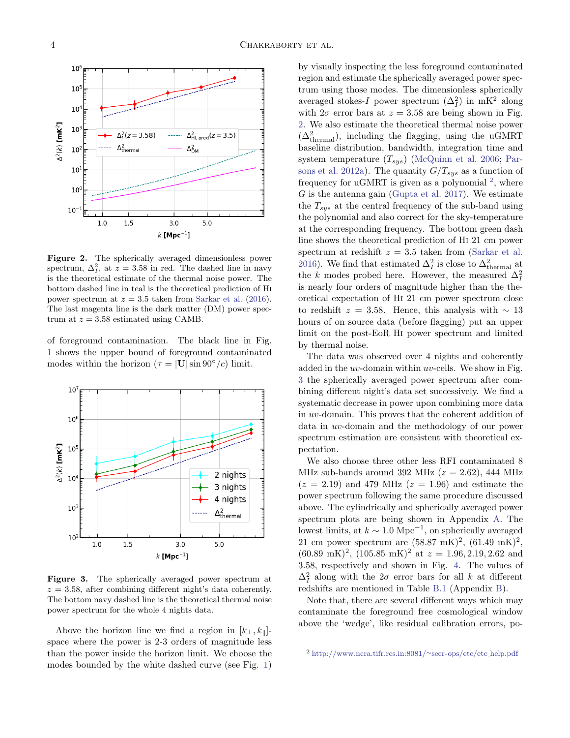**Figure 2.** The spherically averaged dimensionless power spectrum, $\Delta_I^2$, at $z = 3.58$ in red. The dashed line in navy is the theoretical estimate of the thermal noise power. The bottom dashed line in teal is the theoretical prediction of HI power spectrum at $z = 3.5$ taken from Sarkar et al. (2016). The last magenta line is the dark matter (DM) power spectrum at $z = 3.58$ estimated using CAMB.

of foreground contamination. The black line in Fig. 1 shows the upper bound of foreground contaminated modes within the horizon ($\tau = |\mathbf{U}| \sin 90^\circ / c$) limit.

**Figure 3.** The spherically averaged power spectrum at $z = 3.58$, after combining different night's data coherently. The bottom navy dashed line is the theoretical thermal noise power spectrum for the whole 4 nights data.

Above the horizon line we find a region in $[k_\perp, k_\parallel]$-space where the power is 2-3 orders of magnitude less than the power inside the horizon limit. We choose the modes bounded by the white dashed curve (see Fig. 1) by visually inspecting the less foreground contaminated region and estimate the spherically averaged power spectrum using those modes. The dimensionless spherically averaged stokes-$I$ power spectrum ($\Delta_I^2$) in mK$^2$ along with $2\sigma$ error bars at $z = 3.58$ are being shown in Fig. 2. We also estimate the theoretical thermal noise power ($\Delta_{\rm thermal}^2$), including the flagging, using the uGMRT baseline distribution, bandwidth, integration time and system temperature ($T_{sys}$) (McQuinn et al. 2006; Parsons et al. 2012a). The quantity $G/T_{sys}$ as a function of frequency for uGMRT is given as a polynomial [2], where $G$ is the antenna gain (Gupta et al. 2017). We estimate the $T_{sys}$ at the central frequency of the sub-band using the polynomial and also correct for the sky-temperature at the corresponding frequency. The bottom green dash line shows the theoretical prediction of HI 21 cm power spectrum at redshift $z = 3.5$ taken from (Sarkar et al. 2016). We find that estimated $\Delta_I^2$ is close to $\Delta_{\rm thermal}^2$ at the $k$ modes probed here. However, the measured $\Delta_I^2$ is nearly four orders of magnitude higher than the theoretical expectation of HI 21 cm power spectrum close to redshift $z = 3.58$. Hence, this analysis with $\sim 13$ hours of on source data (before flagging) put an upper limit on the post-EoR HI power spectrum and limited by thermal noise.

The data was observed over 4 nights and coherently added in the $uv$-domain within $uv$-cells. We show in Fig. 3 the spherically averaged power spectrum after combining different night's data set successively. We find a systematic decrease in power upon combining more data in $uv$-domain. This proves that the coherent addition of data in $uv$-domain and the methodology of our power spectrum estimation are consistent with theoretical expectation.

We also choose three other less RFI contaminated 8 MHz sub-bands around 392 MHz ($z = 2.62$), 444 MHz ($z = 2.19$) and 479 MHz ($z = 1.96$) and estimate the power spectrum following the same procedure discussed above. The cylindrically and spherically averaged power spectrum plots are being shown in Appendix A. The lowest limits, at $k \sim 1.0$ Mpc$^{-1}$, on spherically averaged 21 cm power spectrum are $(58.87 \text{ mK})^2$, $(61.49 \text{ mK})^2$, $(60.89 \text{ mK})^2$, $(105.85 \text{ mK})^2$ at $z = 1.96, 2.19, 2.62$ and $3.58$, respectively and shown in Fig. 4. The values of $\Delta_I^2$ along with the $2\sigma$ error bars for all $k$ at different redshifts are mentioned in Table B.1 (Appendix B).

Note that, there are several different ways which may contaminate the foreground free cosmological window above the 'wedge', like residual calibration errors, po-

[2] http://www.ncra.tifr.res.in:8081/~secr-ops/etc/etc_help.pdf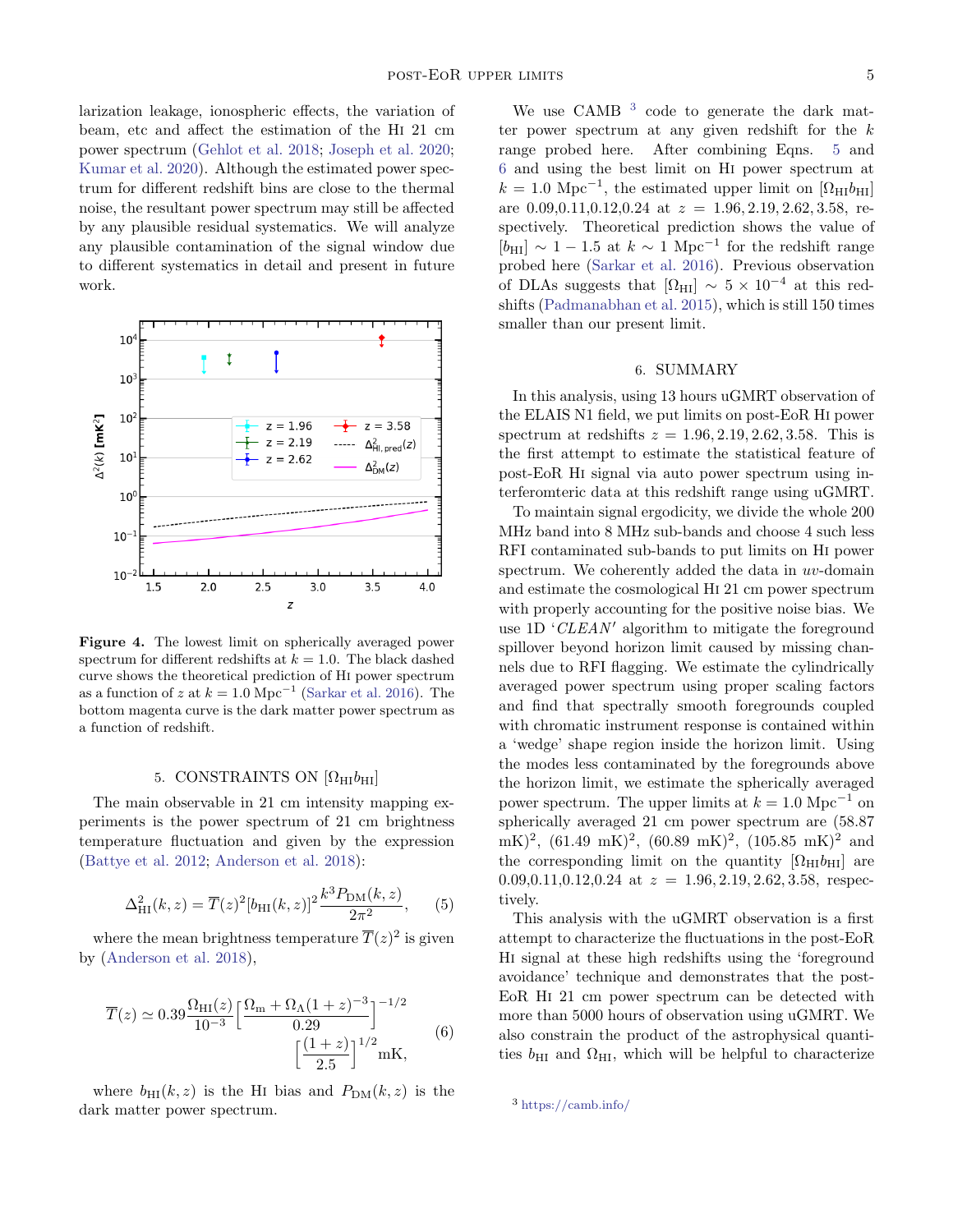larization leakage, ionospheric effects, the variation of beam, etc and affect the estimation of the HI 21 cm power spectrum (Gehlot et al. 2018; Joseph et al. 2020; Kumar et al. 2020). Although the estimated power spectrum for different redshift bins are close to the thermal noise, the resultant power spectrum may still be affected by any plausible residual systematics. We will analyze any plausible contamination of the signal window due to different systematics in detail and present in future work.

**Figure 4.** The lowest limit on spherically averaged power spectrum for different redshifts at $k = 1.0$. The black dashed curve shows the theoretical prediction of HI power spectrum as a function of $z$ at $k = 1.0$ Mpc$^{-1}$ (Sarkar et al. 2016). The bottom magenta curve is the dark matter power spectrum as a function of redshift.

## 5. CONSTRAINTS ON $[\Omega_{\rm HI} b_{\rm HI}]$

The main observable in 21 cm intensity mapping experiments is the power spectrum of 21 cm brightness temperature fluctuation and given by the expression (Battye et al. 2012; Anderson et al. 2018):

$$\Delta^2_{\rm HI}(k, z) = \overline{T}(z)^2 [b_{\rm HI}(k, z)]^2 \frac{k^3 P_{\rm DM}(k, z)}{2\pi^2}, \quad (5)$$

where the mean brightness temperature $\overline{T}(z)^2$ is given by (Anderson et al. 2018),

$$\overline{T}(z) \simeq 0.39 \frac{\Omega_{\rm HI}(z)}{10^{-3}} \Big[\frac{\Omega_{\rm m} + \Omega_\Lambda (1+z)^{-3}}{0.29}\Big]^{-1/2} \Big[\frac{(1+z)}{2.5}\Big]^{1/2} {\rm mK}, \quad (6)$$

where $b_{\rm HI}(k, z)$ is the HI bias and $P_{\rm DM}(k, z)$ is the dark matter power spectrum.

We use CAMB [3] code to generate the dark matter power spectrum at any given redshift for the $k$ range probed here. After combining Eqns. 5 and 6 and using the best limit on HI power spectrum at $k = 1.0$ Mpc$^{-1}$, the estimated upper limit on $[\Omega_{\rm HI} b_{\rm HI}]$ are 0.09,0.11,0.12,0.24 at $z = 1.96, 2.19, 2.62, 3.58$, respectively. Theoretical prediction shows the value of $[b_{\rm HI}] \sim 1 - 1.5$ at $k \sim 1$ Mpc$^{-1}$ for the redshift range probed here (Sarkar et al. 2016). Previous observation of DLAs suggests that $[\Omega_{\rm HI}] \sim 5 \times 10^{-4}$ at this redshifts (Padmanabhan et al. 2015), which is still 150 times smaller than our present limit.

## 6. SUMMARY

In this analysis, using 13 hours uGMRT observation of the ELAIS N1 field, we put limits on post-EoR HI power spectrum at redshifts $z = 1.96, 2.19, 2.62, 3.58$. This is the first attempt to estimate the statistical feature of post-EoR HI signal via auto power spectrum using interferomteric data at this redshift range using uGMRT.

To maintain signal ergodicity, we divide the whole 200 MHz band into 8 MHz sub-bands and choose 4 such less RFI contaminated sub-bands to put limits on HI power spectrum. We coherently added the data in $uv$-domain and estimate the cosmological HI 21 cm power spectrum with properly accounting for the positive noise bias. We use 1D '*CLEAN*$'$' algorithm to mitigate the foreground spillover beyond horizon limit caused by missing channels due to RFI flagging. We estimate the cylindrically averaged power spectrum using proper scaling factors and find that spectrally smooth foregrounds coupled with chromatic instrument response is contained within a 'wedge' shape region inside the horizon limit. Using the modes less contaminated by the foregrounds above the horizon limit, we estimate the spherically averaged power spectrum. The upper limits at $k = 1.0$ Mpc$^{-1}$ on spherically averaged 21 cm power spectrum are (58.87 mK)$^2$, (61.49 mK)$^2$, (60.89 mK)$^2$, (105.85 mK)$^2$ and the corresponding limit on the quantity $[\Omega_{\rm HI} b_{\rm HI}]$ are 0.09,0.11,0.12,0.24 at $z = 1.96, 2.19, 2.62, 3.58$, respectively.

This analysis with the uGMRT observation is a first attempt to characterize the fluctuations in the post-EoR HI signal at these high redshifts using the 'foreground avoidance' technique and demonstrates that the post-EoR HI 21 cm power spectrum can be detected with more than 5000 hours of observation using uGMRT. We also constrain the product of the astrophysical quantities $b_{\rm HI}$ and $\Omega_{\rm HI}$, which will be helpful to characterize

[3] https://camb.info/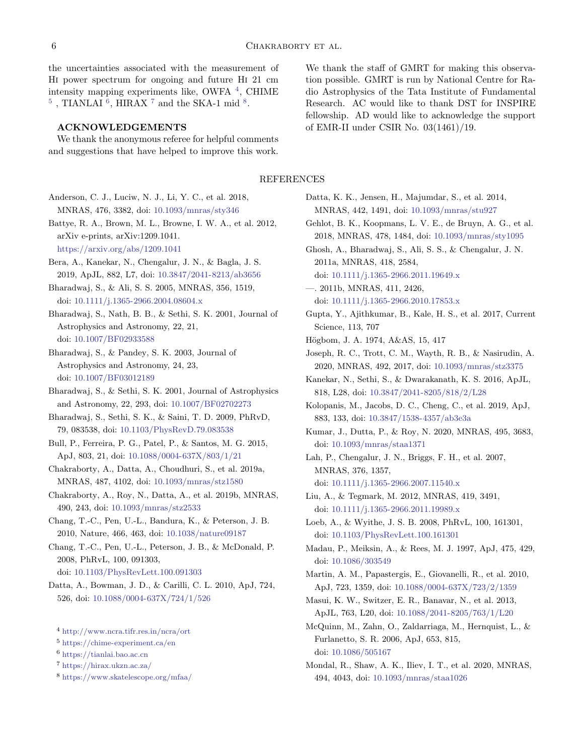the uncertainties associated with the measurement of HI power spectrum for ongoing and future HI 21 cm intensity mapping experiments like, OWFA [4], CHIME [5], TIANLAI [6], HIRAX [7] and the SKA-1 mid [8].

## ACKNOWLEDGEMENTS

We thank the anonymous referee for helpful comments and suggestions that have helped to improve this work. We thank the staff of GMRT for making this observation possible. GMRT is run by National Centre for Radio Astrophysics of the Tata Institute of Fundamental Research. AC would like to thank DST for INSPIRE fellowship. AD would like to acknowledge the support of EMR-II under CSIR No. 03(1461)/19.

## REFERENCES

Anderson, C. J., Luciw, N. J., Li, Y. C., et al. 2018, MNRAS, 476, 3382, doi: 10.1093/mnras/sty346

Battye, R. A., Brown, M. L., Browne, I. W. A., et al. 2012, arXiv e-prints, arXiv:1209.1041. https://arxiv.org/abs/1209.1041

Bera, A., Kanekar, N., Chengalur, J. N., & Bagla, J. S. 2019, ApJL, 882, L7, doi: 10.3847/2041-8213/ab3656

Bharadwaj, S., & Ali, S. S. 2005, MNRAS, 356, 1519, doi: 10.1111/j.1365-2966.2004.08604.x

Bharadwaj, S., Nath, B. B., & Sethi, S. K. 2001, Journal of Astrophysics and Astronomy, 22, 21, doi: 10.1007/BF02933588

Bharadwaj, S., & Pandey, S. K. 2003, Journal of Astrophysics and Astronomy, 24, 23, doi: 10.1007/BF03012189

Bharadwaj, S., & Sethi, S. K. 2001, Journal of Astrophysics and Astronomy, 22, 293, doi: 10.1007/BF02702273

Bharadwaj, S., Sethi, S. K., & Saini, T. D. 2009, PhRvD, 79, 083538, doi: 10.1103/PhysRevD.79.083538

Bull, P., Ferreira, P. G., Patel, P., & Santos, M. G. 2015, ApJ, 803, 21, doi: 10.1088/0004-637X/803/1/21

Chakraborty, A., Datta, A., Choudhuri, S., et al. 2019a, MNRAS, 487, 4102, doi: 10.1093/mnras/stz1580

Chakraborty, A., Roy, N., Datta, A., et al. 2019b, MNRAS, 490, 243, doi: 10.1093/mnras/stz2533

Chang, T.-C., Pen, U.-L., Bandura, K., & Peterson, J. B. 2010, Nature, 466, 463, doi: 10.1038/nature09187

Chang, T.-C., Pen, U.-L., Peterson, J. B., & McDonald, P. 2008, PhRvL, 100, 091303, doi: 10.1103/PhysRevLett.100.091303

Datta, A., Bowman, J. D., & Carilli, C. L. 2010, ApJ, 724, 526, doi: 10.1088/0004-637X/724/1/526

Datta, K. K., Jensen, H., Majumdar, S., et al. 2014, MNRAS, 442, 1491, doi: 10.1093/mnras/stu927

Gehlot, B. K., Koopmans, L. V. E., de Bruyn, A. G., et al. 2018, MNRAS, 478, 1484, doi: 10.1093/mnras/sty1095

Ghosh, A., Bharadwaj, S., Ali, S. S., & Chengalur, J. N. 2011a, MNRAS, 418, 2584, doi: 10.1111/j.1365-2966.2011.19649.x

—. 2011b, MNRAS, 411, 2426, doi: 10.1111/j.1365-2966.2010.17853.x

Gupta, Y., Ajithkumar, B., Kale, H. S., et al. 2017, Current Science, 113, 707

Högbom, J. A. 1974, A&AS, 15, 417

Joseph, R. C., Trott, C. M., Wayth, R. B., & Nasirudin, A. 2020, MNRAS, 492, 2017, doi: 10.1093/mnras/stz3375

Kanekar, N., Sethi, S., & Dwarakanath, K. S. 2016, ApJL, 818, L28, doi: 10.3847/2041-8205/818/2/L28

Kolopanis, M., Jacobs, D. C., Cheng, C., et al. 2019, ApJ, 883, 133, doi: 10.3847/1538-4357/ab3e3a

Kumar, J., Dutta, P., & Roy, N. 2020, MNRAS, 495, 3683, doi: 10.1093/mnras/staa1371

Lah, P., Chengalur, J. N., Briggs, F. H., et al. 2007, MNRAS, 376, 1357, doi: 10.1111/j.1365-2966.2007.11540.x

Liu, A., & Tegmark, M. 2012, MNRAS, 419, 3491, doi: 10.1111/j.1365-2966.2011.19989.x

Loeb, A., & Wyithe, J. S. B. 2008, PhRvL, 100, 161301, doi: 10.1103/PhysRevLett.100.161301

Madau, P., Meiksin, A., & Rees, M. J. 1997, ApJ, 475, 429, doi: 10.1086/303549

Martin, A. M., Papastergis, E., Giovanelli, R., et al. 2010, ApJ, 723, 1359, doi: 10.1088/0004-637X/723/2/1359

Masui, K. W., Switzer, E. R., Banavar, N., et al. 2013, ApJL, 763, L20, doi: 10.1088/2041-8205/763/1/L20

McQuinn, M., Zahn, O., Zaldarriaga, M., Hernquist, L., & Furlanetto, S. R. 2006, ApJ, 653, 815, doi: 10.1086/505167

Mondal, R., Shaw, A. K., Iliev, I. T., et al. 2020, MNRAS, 494, 4043, doi: 10.1093/mnras/staa1026

[4] http://www.ncra.tifr.res.in/ncra/ort

[5] https://chime-experiment.ca/en

[6] https://tianlai.bao.ac.cn

[7] https://hirax.ukzn.ac.za/

[8] https://www.skatelescope.org/mfaa/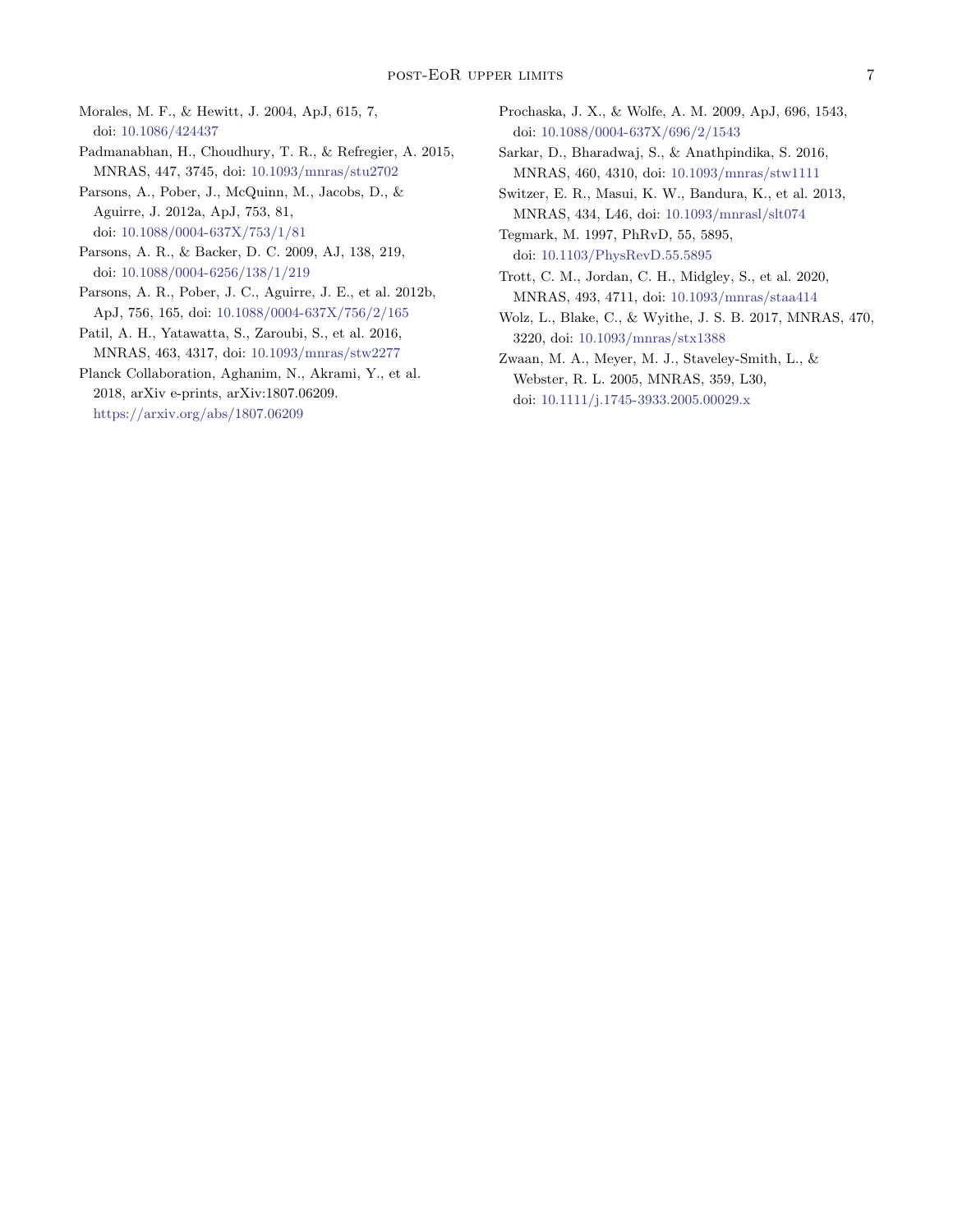Morales, M. F., & Hewitt, J. 2004, ApJ, 615, 7, doi: 10.1086/424437

Padmanabhan, H., Choudhury, T. R., & Refregier, A. 2015, MNRAS, 447, 3745, doi: 10.1093/mnras/stu2702

Parsons, A., Pober, J., McQuinn, M., Jacobs, D., & Aguirre, J. 2012a, ApJ, 753, 81, doi: 10.1088/0004-637X/753/1/81

Parsons, A. R., & Backer, D. C. 2009, AJ, 138, 219, doi: 10.1088/0004-6256/138/1/219

Parsons, A. R., Pober, J. C., Aguirre, J. E., et al. 2012b, ApJ, 756, 165, doi: 10.1088/0004-637X/756/2/165

Patil, A. H., Yatawatta, S., Zaroubi, S., et al. 2016, MNRAS, 463, 4317, doi: 10.1093/mnras/stw2277

Planck Collaboration, Aghanim, N., Akrami, Y., et al. 2018, arXiv e-prints, arXiv:1807.06209. https://arxiv.org/abs/1807.06209

Prochaska, J. X., & Wolfe, A. M. 2009, ApJ, 696, 1543, doi: 10.1088/0004-637X/696/2/1543

Sarkar, D., Bharadwaj, S., & Anathpindika, S. 2016, MNRAS, 460, 4310, doi: 10.1093/mnras/stw1111

Switzer, E. R., Masui, K. W., Bandura, K., et al. 2013, MNRAS, 434, L46, doi: 10.1093/mnrasl/slt074

Tegmark, M. 1997, PhRvD, 55, 5895, doi: 10.1103/PhysRevD.55.5895

Trott, C. M., Jordan, C. H., Midgley, S., et al. 2020, MNRAS, 493, 4711, doi: 10.1093/mnras/staa414

Wolz, L., Blake, C., & Wyithe, J. S. B. 2017, MNRAS, 470, 3220, doi: 10.1093/mnras/stx1388

Zwaan, M. A., Meyer, M. J., Staveley-Smith, L., & Webster, R. L. 2005, MNRAS, 359, L30, doi: 10.1111/j.1745-3933.2005.00029.x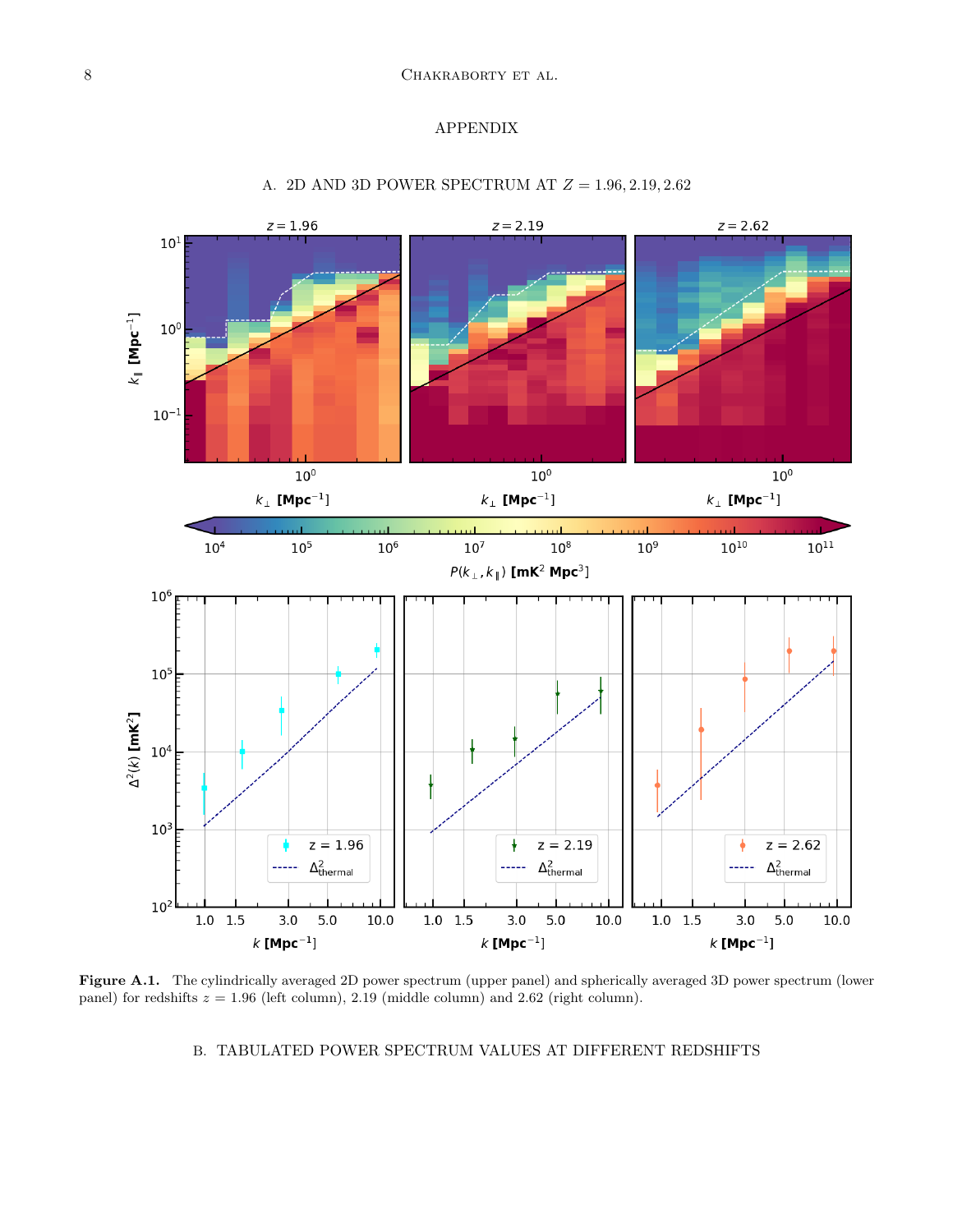# APPENDIX

## A. 2D AND 3D POWER SPECTRUM AT $Z = 1.96, 2.19, 2.62$

**Figure A.1.** The cylindrically averaged 2D power spectrum (upper panel) and spherically averaged 3D power spectrum (lower panel) for redshifts $z = 1.96$ (left column), 2.19 (middle column) and 2.62 (right column).

## B. TABULATED POWER SPECTRUM VALUES AT DIFFERENT REDSHIFTS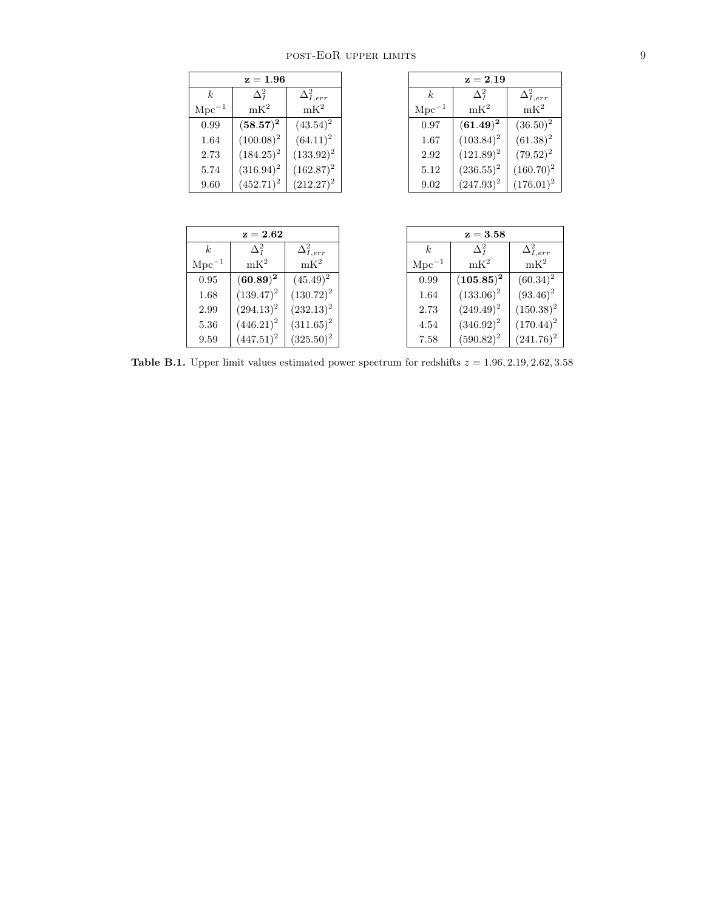| $\mathbf{z = 1.96}$ | | |
|---|---|---|
| $k$ | $\Delta_I^2$ | $\Delta_{I,err}^2$ |
| $\mathrm{Mpc}^{-1}$ | $\mathrm{mK}^2$ | $\mathrm{mK}^2$ |
| 0.99 | $\mathbf{(58.57)^2}$ | $(43.54)^2$ |
| 1.64 | $(100.08)^2$ | $(64.11)^2$ |
| 2.73 | $(184.25)^2$ | $(133.92)^2$ |
| 5.74 | $(316.94)^2$ | $(162.87)^2$ |
| 9.60 | $(452.71)^2$ | $(212.27)^2$ |

| $\mathbf{z = 2.19}$ | | |
|---|---|---|
| $k$ | $\Delta_I^2$ | $\Delta_{I,err}^2$ |
| $\mathrm{Mpc}^{-1}$ | $\mathrm{mK}^2$ | $\mathrm{mK}^2$ |
| 0.97 | $\mathbf{(61.49)^2}$ | $(36.50)^2$ |
| 1.67 | $(103.84)^2$ | $(61.38)^2$ |
| 2.92 | $(121.89)^2$ | $(79.52)^2$ |
| 5.12 | $(236.55)^2$ | $(160.70)^2$ |
| 9.02 | $(247.93)^2$ | $(176.01)^2$ |

| $\mathbf{z = 2.62}$ | | |
|---|---|---|
| $k$ | $\Delta_I^2$ | $\Delta_{I,err}^2$ |
| $\mathrm{Mpc}^{-1}$ | $\mathrm{mK}^2$ | $\mathrm{mK}^2$ |
| 0.95 | $\mathbf{(60.89)^2}$ | $(45.49)^2$ |
| 1.68 | $(139.47)^2$ | $(130.72)^2$ |
| 2.99 | $(294.13)^2$ | $(232.13)^2$ |
| 5.36 | $(446.21)^2$ | $(311.65)^2$ |
| 9.59 | $(447.51)^2$ | $(325.50)^2$ |

| $\mathbf{z = 3.58}$ | | |
|---|---|---|
| $k$ | $\Delta_I^2$ | $\Delta_{I,err}^2$ |
| $\mathrm{Mpc}^{-1}$ | $\mathrm{mK}^2$ | $\mathrm{mK}^2$ |
| 0.99 | $\mathbf{(105.85)^2}$ | $(60.34)^2$ |
| 1.64 | $(133.06)^2$ | $(93.46)^2$ |
| 2.73 | $(249.49)^2$ | $(150.38)^2$ |
| 4.54 | $(346.92)^2$ | $(170.44)^2$ |
| 7.58 | $(590.82)^2$ | $(241.76)^2$ |

**Table B.1.** Upper limit values estimated power spectrum for redshifts $z = 1.96, 2.19, 2.62, 3.58$